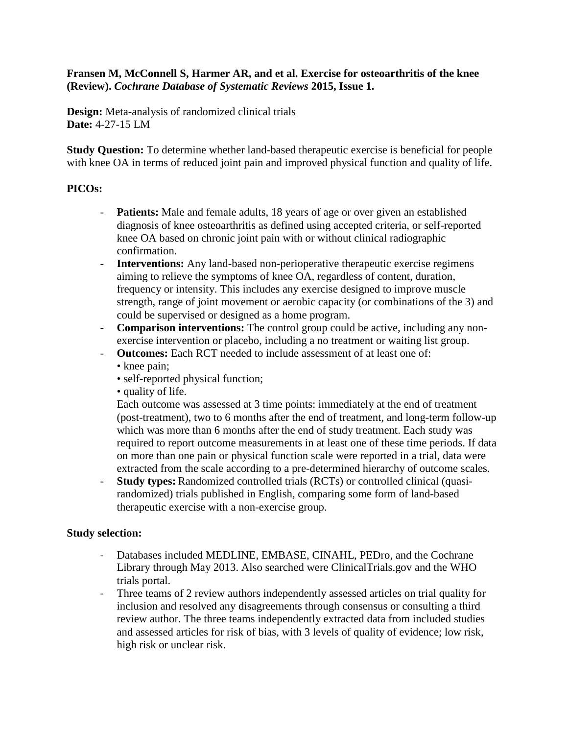**Fransen M, McConnell S, Harmer AR, and et al. Exercise for osteoarthritis of the knee (Review).** ***Cochrane Database of Systematic Reviews*** **2015, Issue 1.**

**Design:** Meta-analysis of randomized clinical trials
**Date:** 4-27-15 LM

**Study Question:** To determine whether land-based therapeutic exercise is beneficial for people with knee OA in terms of reduced joint pain and improved physical function and quality of life.

**PICOs:**

- **Patients:** Male and female adults, 18 years of age or over given an established diagnosis of knee osteoarthritis as defined using accepted criteria, or self-reported knee OA based on chronic joint pain with or without clinical radiographic confirmation.
- **Interventions:** Any land-based non-perioperative therapeutic exercise regimens aiming to relieve the symptoms of knee OA, regardless of content, duration, frequency or intensity. This includes any exercise designed to improve muscle strength, range of joint movement or aerobic capacity (or combinations of the 3) and could be supervised or designed as a home program.
- **Comparison interventions:** The control group could be active, including any non-exercise intervention or placebo, including a no treatment or waiting list group.
- **Outcomes:** Each RCT needed to include assessment of at least one of:
  - knee pain;
  - self-reported physical function;
  - quality of life.

  Each outcome was assessed at 3 time points: immediately at the end of treatment (post-treatment), two to 6 months after the end of treatment, and long-term follow-up which was more than 6 months after the end of study treatment. Each study was required to report outcome measurements in at least one of these time periods. If data on more than one pain or physical function scale were reported in a trial, data were extracted from the scale according to a pre-determined hierarchy of outcome scales.
- **Study types:** Randomized controlled trials (RCTs) or controlled clinical (quasi-randomized) trials published in English, comparing some form of land-based therapeutic exercise with a non-exercise group.

**Study selection:**

- Databases included MEDLINE, EMBASE, CINAHL, PEDro, and the Cochrane Library through May 2013. Also searched were ClinicalTrials.gov and the WHO trials portal.
- Three teams of 2 review authors independently assessed articles on trial quality for inclusion and resolved any disagreements through consensus or consulting a third review author. The three teams independently extracted data from included studies and assessed articles for risk of bias, with 3 levels of quality of evidence; low risk, high risk or unclear risk.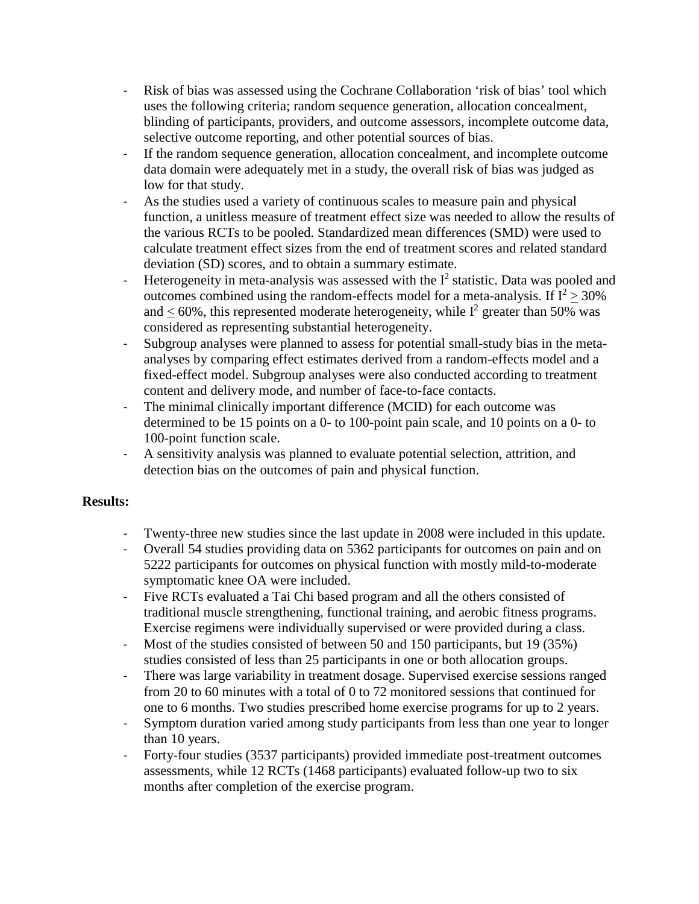- Risk of bias was assessed using the Cochrane Collaboration 'risk of bias' tool which uses the following criteria; random sequence generation, allocation concealment, blinding of participants, providers, and outcome assessors, incomplete outcome data, selective outcome reporting, and other potential sources of bias.
- If the random sequence generation, allocation concealment, and incomplete outcome data domain were adequately met in a study, the overall risk of bias was judged as low for that study.
- As the studies used a variety of continuous scales to measure pain and physical function, a unitless measure of treatment effect size was needed to allow the results of the various RCTs to be pooled. Standardized mean differences (SMD) were used to calculate treatment effect sizes from the end of treatment scores and related standard deviation (SD) scores, and to obtain a summary estimate.
- Heterogeneity in meta-analysis was assessed with the $I^2$ statistic. Data was pooled and outcomes combined using the random-effects model for a meta-analysis. If $I^2 \geq 30\%$ and $\leq 60\%$, this represented moderate heterogeneity, while $I^2$ greater than 50% was considered as representing substantial heterogeneity.
- Subgroup analyses were planned to assess for potential small-study bias in the meta-analyses by comparing effect estimates derived from a random-effects model and a fixed-effect model. Subgroup analyses were also conducted according to treatment content and delivery mode, and number of face-to-face contacts.
- The minimal clinically important difference (MCID) for each outcome was determined to be 15 points on a 0- to 100-point pain scale, and 10 points on a 0- to 100-point function scale.
- A sensitivity analysis was planned to evaluate potential selection, attrition, and detection bias on the outcomes of pain and physical function.

**Results:**

- Twenty-three new studies since the last update in 2008 were included in this update.
- Overall 54 studies providing data on 5362 participants for outcomes on pain and on 5222 participants for outcomes on physical function with mostly mild-to-moderate symptomatic knee OA were included.
- Five RCTs evaluated a Tai Chi based program and all the others consisted of traditional muscle strengthening, functional training, and aerobic fitness programs. Exercise regimens were individually supervised or were provided during a class.
- Most of the studies consisted of between 50 and 150 participants, but 19 (35%) studies consisted of less than 25 participants in one or both allocation groups.
- There was large variability in treatment dosage. Supervised exercise sessions ranged from 20 to 60 minutes with a total of 0 to 72 monitored sessions that continued for one to 6 months. Two studies prescribed home exercise programs for up to 2 years.
- Symptom duration varied among study participants from less than one year to longer than 10 years.
- Forty-four studies (3537 participants) provided immediate post-treatment outcomes assessments, while 12 RCTs (1468 participants) evaluated follow-up two to six months after completion of the exercise program.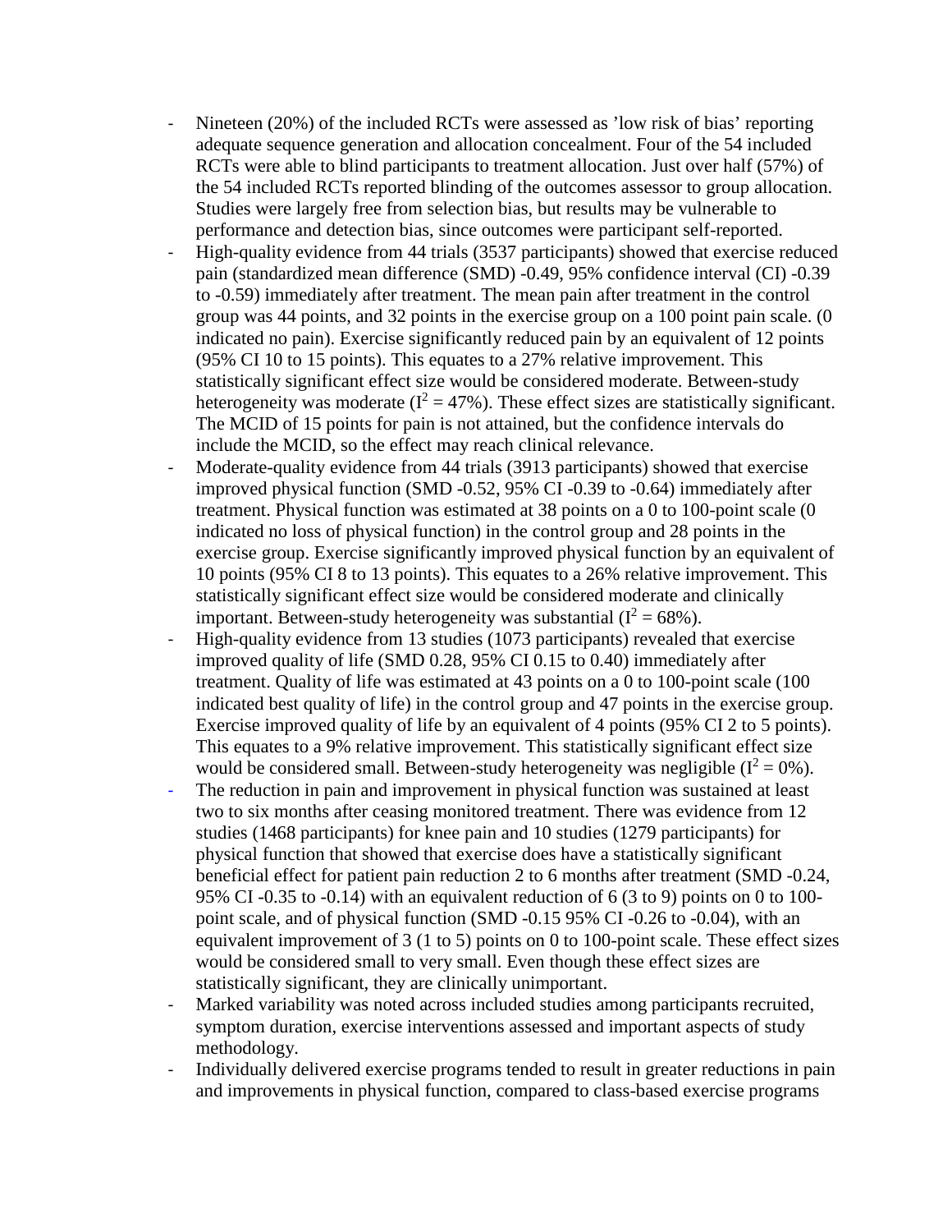- Nineteen (20%) of the included RCTs were assessed as 'low risk of bias' reporting adequate sequence generation and allocation concealment. Four of the 54 included RCTs were able to blind participants to treatment allocation. Just over half (57%) of the 54 included RCTs reported blinding of the outcomes assessor to group allocation. Studies were largely free from selection bias, but results may be vulnerable to performance and detection bias, since outcomes were participant self-reported.
- High-quality evidence from 44 trials (3537 participants) showed that exercise reduced pain (standardized mean difference (SMD) -0.49, 95% confidence interval (CI) -0.39 to -0.59) immediately after treatment. The mean pain after treatment in the control group was 44 points, and 32 points in the exercise group on a 100 point pain scale. (0 indicated no pain). Exercise significantly reduced pain by an equivalent of 12 points (95% CI 10 to 15 points). This equates to a 27% relative improvement. This statistically significant effect size would be considered moderate. Between-study heterogeneity was moderate ($I^2 = 47\%$). These effect sizes are statistically significant. The MCID of 15 points for pain is not attained, but the confidence intervals do include the MCID, so the effect may reach clinical relevance.
- Moderate-quality evidence from 44 trials (3913 participants) showed that exercise improved physical function (SMD -0.52, 95% CI -0.39 to -0.64) immediately after treatment. Physical function was estimated at 38 points on a 0 to 100-point scale (0 indicated no loss of physical function) in the control group and 28 points in the exercise group. Exercise significantly improved physical function by an equivalent of 10 points (95% CI 8 to 13 points). This equates to a 26% relative improvement. This statistically significant effect size would be considered moderate and clinically important. Between-study heterogeneity was substantial ($I^2 = 68\%$).
- High-quality evidence from 13 studies (1073 participants) revealed that exercise improved quality of life (SMD 0.28, 95% CI 0.15 to 0.40) immediately after treatment. Quality of life was estimated at 43 points on a 0 to 100-point scale (100 indicated best quality of life) in the control group and 47 points in the exercise group. Exercise improved quality of life by an equivalent of 4 points (95% CI 2 to 5 points). This equates to a 9% relative improvement. This statistically significant effect size would be considered small. Between-study heterogeneity was negligible ($I^2 = 0\%$).
- The reduction in pain and improvement in physical function was sustained at least two to six months after ceasing monitored treatment. There was evidence from 12 studies (1468 participants) for knee pain and 10 studies (1279 participants) for physical function that showed that exercise does have a statistically significant beneficial effect for patient pain reduction 2 to 6 months after treatment (SMD -0.24, 95% CI -0.35 to -0.14) with an equivalent reduction of 6 (3 to 9) points on 0 to 100-point scale, and of physical function (SMD -0.15 95% CI -0.26 to -0.04), with an equivalent improvement of 3 (1 to 5) points on 0 to 100-point scale. These effect sizes would be considered small to very small. Even though these effect sizes are statistically significant, they are clinically unimportant.
- Marked variability was noted across included studies among participants recruited, symptom duration, exercise interventions assessed and important aspects of study methodology.
- Individually delivered exercise programs tended to result in greater reductions in pain and improvements in physical function, compared to class-based exercise programs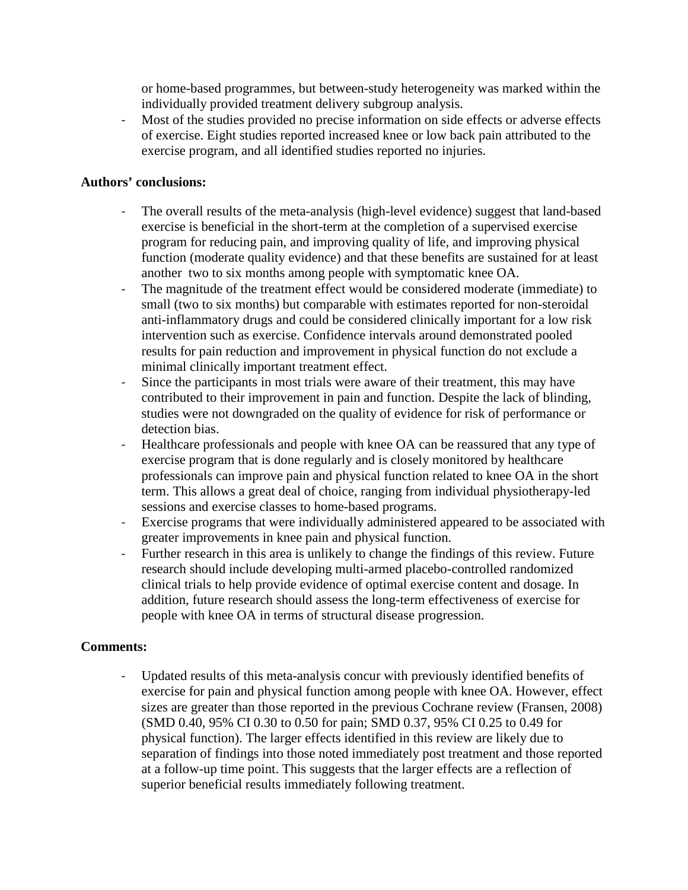or home-based programmes, but between-study heterogeneity was marked within the individually provided treatment delivery subgroup analysis.

- Most of the studies provided no precise information on side effects or adverse effects of exercise. Eight studies reported increased knee or low back pain attributed to the exercise program, and all identified studies reported no injuries.

**Authors' conclusions:**

- The overall results of the meta-analysis (high-level evidence) suggest that land-based exercise is beneficial in the short-term at the completion of a supervised exercise program for reducing pain, and improving quality of life, and improving physical function (moderate quality evidence) and that these benefits are sustained for at least another two to six months among people with symptomatic knee OA.
- The magnitude of the treatment effect would be considered moderate (immediate) to small (two to six months) but comparable with estimates reported for non-steroidal anti-inflammatory drugs and could be considered clinically important for a low risk intervention such as exercise. Confidence intervals around demonstrated pooled results for pain reduction and improvement in physical function do not exclude a minimal clinically important treatment effect.
- Since the participants in most trials were aware of their treatment, this may have contributed to their improvement in pain and function. Despite the lack of blinding, studies were not downgraded on the quality of evidence for risk of performance or detection bias.
- Healthcare professionals and people with knee OA can be reassured that any type of exercise program that is done regularly and is closely monitored by healthcare professionals can improve pain and physical function related to knee OA in the short term. This allows a great deal of choice, ranging from individual physiotherapy-led sessions and exercise classes to home-based programs.
- Exercise programs that were individually administered appeared to be associated with greater improvements in knee pain and physical function.
- Further research in this area is unlikely to change the findings of this review. Future research should include developing multi-armed placebo-controlled randomized clinical trials to help provide evidence of optimal exercise content and dosage. In addition, future research should assess the long-term effectiveness of exercise for people with knee OA in terms of structural disease progression.

**Comments:**

- Updated results of this meta-analysis concur with previously identified benefits of exercise for pain and physical function among people with knee OA. However, effect sizes are greater than those reported in the previous Cochrane review (Fransen, 2008) (SMD 0.40, 95% CI 0.30 to 0.50 for pain; SMD 0.37, 95% CI 0.25 to 0.49 for physical function). The larger effects identified in this review are likely due to separation of findings into those noted immediately post treatment and those reported at a follow-up time point. This suggests that the larger effects are a reflection of superior beneficial results immediately following treatment.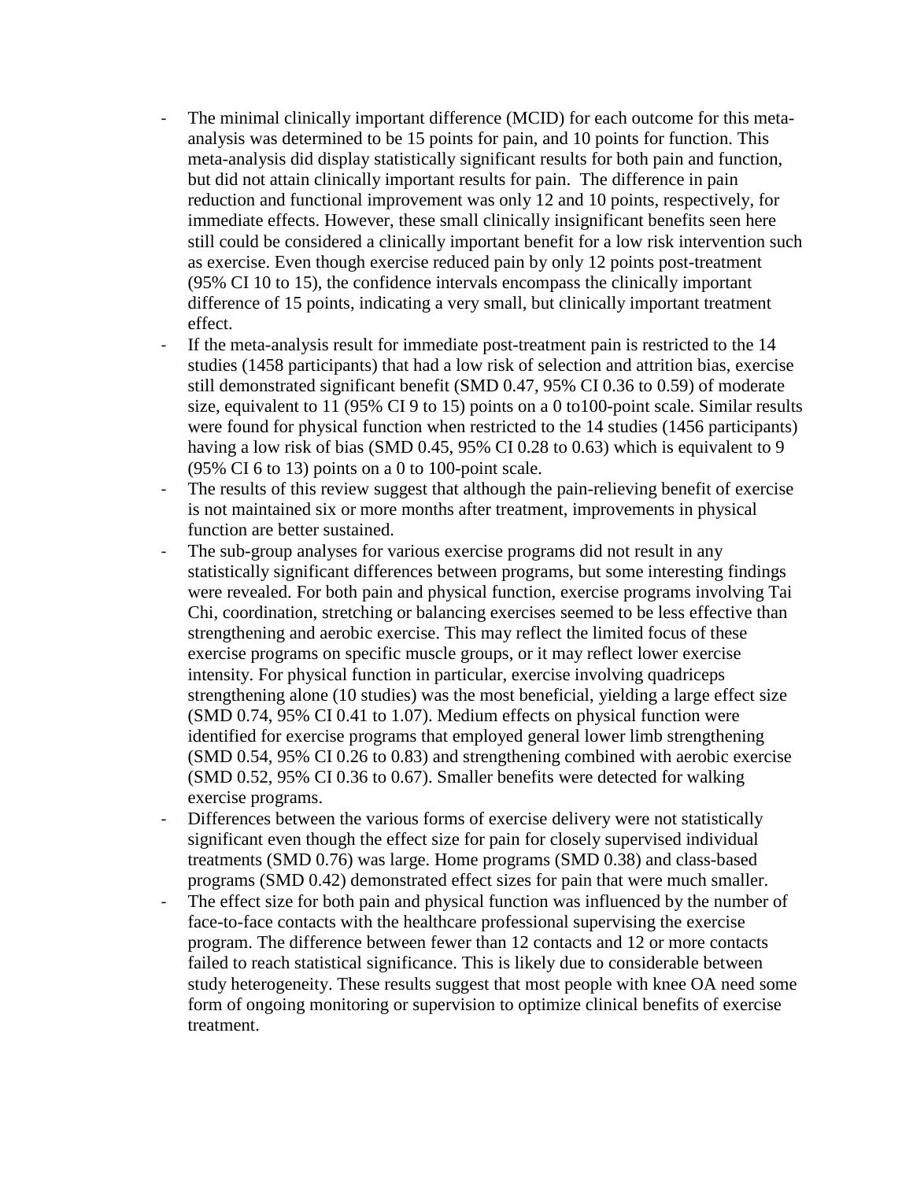- The minimal clinically important difference (MCID) for each outcome for this meta-analysis was determined to be 15 points for pain, and 10 points for function. This meta-analysis did display statistically significant results for both pain and function, but did not attain clinically important results for pain. The difference in pain reduction and functional improvement was only 12 and 10 points, respectively, for immediate effects. However, these small clinically insignificant benefits seen here still could be considered a clinically important benefit for a low risk intervention such as exercise. Even though exercise reduced pain by only 12 points post-treatment (95% CI 10 to 15), the confidence intervals encompass the clinically important difference of 15 points, indicating a very small, but clinically important treatment effect.
- If the meta-analysis result for immediate post-treatment pain is restricted to the 14 studies (1458 participants) that had a low risk of selection and attrition bias, exercise still demonstrated significant benefit (SMD 0.47, 95% CI 0.36 to 0.59) of moderate size, equivalent to 11 (95% CI 9 to 15) points on a 0 to100-point scale. Similar results were found for physical function when restricted to the 14 studies (1456 participants) having a low risk of bias (SMD 0.45, 95% CI 0.28 to 0.63) which is equivalent to 9 (95% CI 6 to 13) points on a 0 to 100-point scale.
- The results of this review suggest that although the pain-relieving benefit of exercise is not maintained six or more months after treatment, improvements in physical function are better sustained.
- The sub-group analyses for various exercise programs did not result in any statistically significant differences between programs, but some interesting findings were revealed. For both pain and physical function, exercise programs involving Tai Chi, coordination, stretching or balancing exercises seemed to be less effective than strengthening and aerobic exercise. This may reflect the limited focus of these exercise programs on specific muscle groups, or it may reflect lower exercise intensity. For physical function in particular, exercise involving quadriceps strengthening alone (10 studies) was the most beneficial, yielding a large effect size (SMD 0.74, 95% CI 0.41 to 1.07). Medium effects on physical function were identified for exercise programs that employed general lower limb strengthening (SMD 0.54, 95% CI 0.26 to 0.83) and strengthening combined with aerobic exercise (SMD 0.52, 95% CI 0.36 to 0.67). Smaller benefits were detected for walking exercise programs.
- Differences between the various forms of exercise delivery were not statistically significant even though the effect size for pain for closely supervised individual treatments (SMD 0.76) was large. Home programs (SMD 0.38) and class-based programs (SMD 0.42) demonstrated effect sizes for pain that were much smaller.
- The effect size for both pain and physical function was influenced by the number of face-to-face contacts with the healthcare professional supervising the exercise program. The difference between fewer than 12 contacts and 12 or more contacts failed to reach statistical significance. This is likely due to considerable between study heterogeneity. These results suggest that most people with knee OA need some form of ongoing monitoring or supervision to optimize clinical benefits of exercise treatment.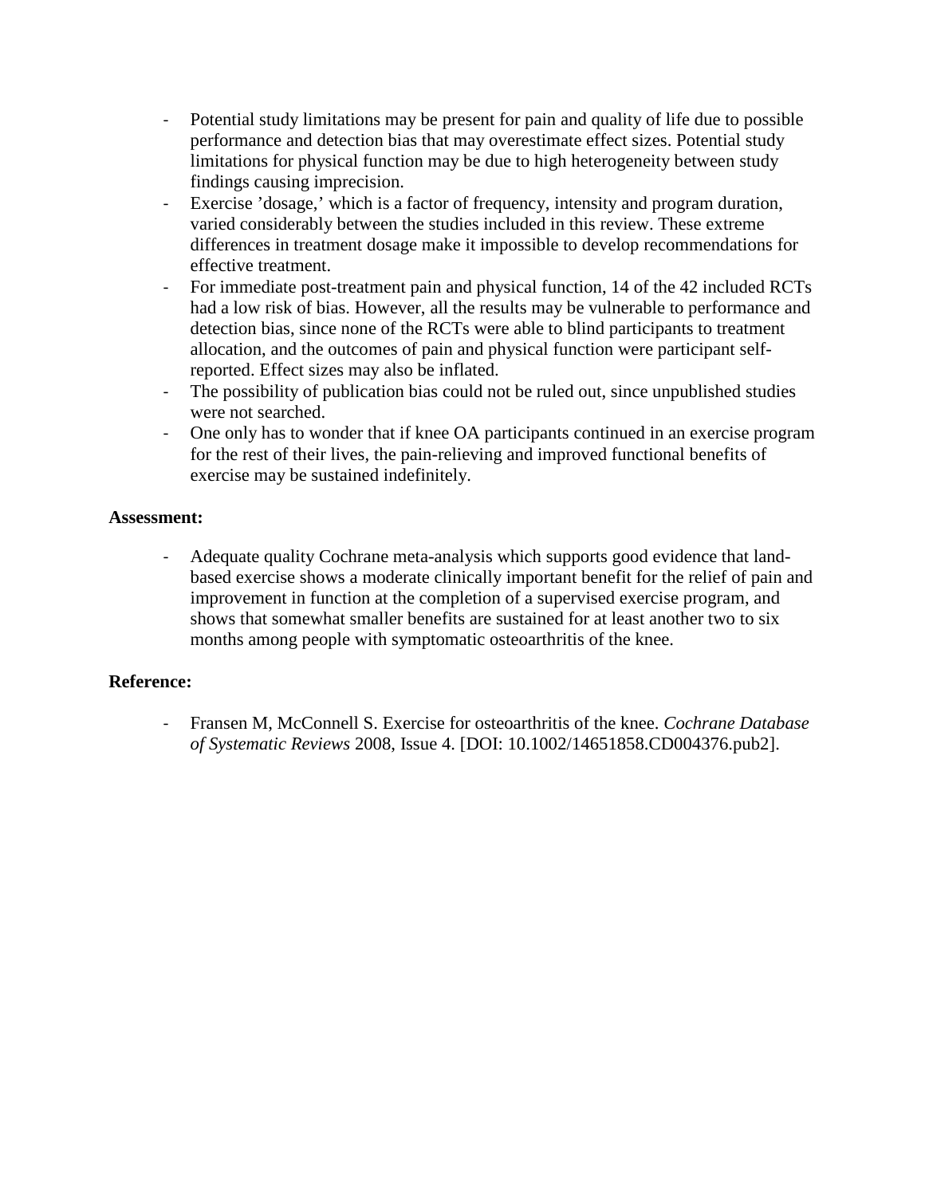- Potential study limitations may be present for pain and quality of life due to possible performance and detection bias that may overestimate effect sizes. Potential study limitations for physical function may be due to high heterogeneity between study findings causing imprecision.
- Exercise 'dosage,' which is a factor of frequency, intensity and program duration, varied considerably between the studies included in this review. These extreme differences in treatment dosage make it impossible to develop recommendations for effective treatment.
- For immediate post-treatment pain and physical function, 14 of the 42 included RCTs had a low risk of bias. However, all the results may be vulnerable to performance and detection bias, since none of the RCTs were able to blind participants to treatment allocation, and the outcomes of pain and physical function were participant self-reported. Effect sizes may also be inflated.
- The possibility of publication bias could not be ruled out, since unpublished studies were not searched.
- One only has to wonder that if knee OA participants continued in an exercise program for the rest of their lives, the pain-relieving and improved functional benefits of exercise may be sustained indefinitely.

**Assessment:**

- Adequate quality Cochrane meta-analysis which supports good evidence that land-based exercise shows a moderate clinically important benefit for the relief of pain and improvement in function at the completion of a supervised exercise program, and shows that somewhat smaller benefits are sustained for at least another two to six months among people with symptomatic osteoarthritis of the knee.

**Reference:**

- Fransen M, McConnell S. Exercise for osteoarthritis of the knee. *Cochrane Database of Systematic Reviews* 2008, Issue 4. [DOI: 10.1002/14651858.CD004376.pub2].